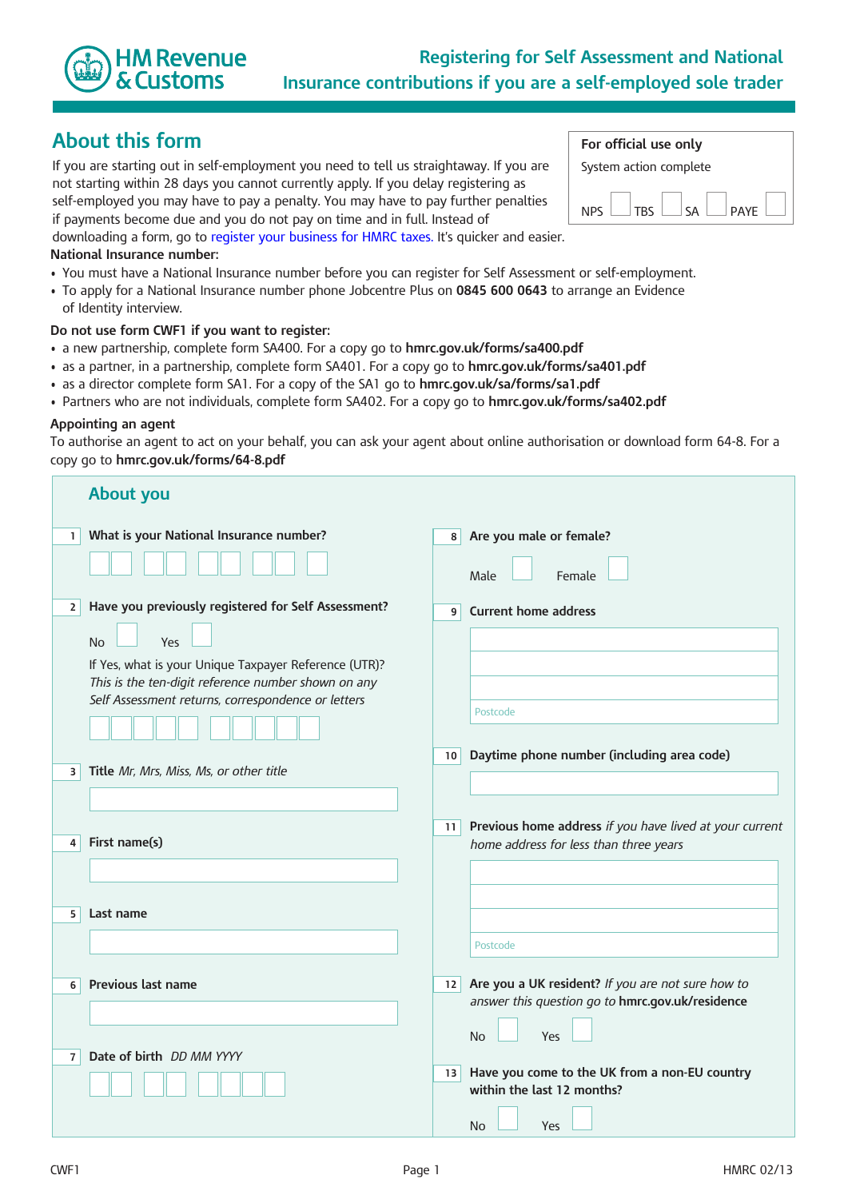# Registering for Self Assessment and National Insurance contributions if you are a self-employed sole trader

HM Revenue & Customs

## About this form

If you are starting out in self-employment you need to tell us straightaway. If you are not starting within 28 days you cannot currently apply. If you delay registering as self-employed you may have to pay a penalty. You may have to pay further penalties if payments become due and you do not pay on time and in full. Instead of downloading a form, go to register your business for HMRC taxes. It's quicker and easier.

| For official use only | | | | | | | |
|---|---|---|---|---|---|---|---|
| System action complete | | | | | | | |
| NPS | ☐ | TBS | ☐ | SA | ☐ | PAYE | ☐ |

**National Insurance number:**

- You must have a National Insurance number before you can register for Self Assessment or self-employment.
- To apply for a National Insurance number phone Jobcentre Plus on **0845 600 0643** to arrange an Evidence of Identity interview.

**Do not use form CWF1 if you want to register:**

- a new partnership, complete form SA400. For a copy go to **hmrc.gov.uk/forms/sa400.pdf**
- as a partner, in a partnership, complete form SA401. For a copy go to **hmrc.gov.uk/forms/sa401.pdf**
- as a director complete form SA1. For a copy of the SA1 go to **hmrc.gov.uk/sa/forms/sa1.pdf**
- Partners who are not individuals, complete form SA402. For a copy go to **hmrc.gov.uk/forms/sa402.pdf**

**Appointing an agent**

To authorise an agent to act on your behalf, you can ask your agent about online authorisation or download form 64-8. For a copy go to **hmrc.gov.uk/forms/64-8.pdf**

## About you

**1 What is your National Insurance number?**

☐☐ ☐☐ ☐☐ ☐☐ ☐

**2 Have you previously registered for Self Assessment?**

No ☐ Yes ☐

If Yes, what is your Unique Taxpayer Reference (UTR)?
*This is the ten-digit reference number shown on any Self Assessment returns, correspondence or letters*

☐☐☐☐☐ ☐☐☐☐☐

**3 Title** *Mr, Mrs, Miss, Ms, or other title*

**4 First name(s)**

**5 Last name**

**6 Previous last name**

**7 Date of birth** *DD MM YYYY*

☐☐ ☐☐ ☐☐☐☐

**8 Are you male or female?**

Male ☐ Female ☐

**9 Current home address**

Postcode

**10 Daytime phone number (including area code)**

**11 Previous home address** *if you have lived at your current home address for less than three years*

Postcode

**12 Are you a UK resident?** *If you are not sure how to answer this question go to* **hmrc.gov.uk/residence**

No ☐ Yes ☐

**13 Have you come to the UK from a non-EU country within the last 12 months?**

No ☐ Yes ☐

CWF1 HMRC 02/13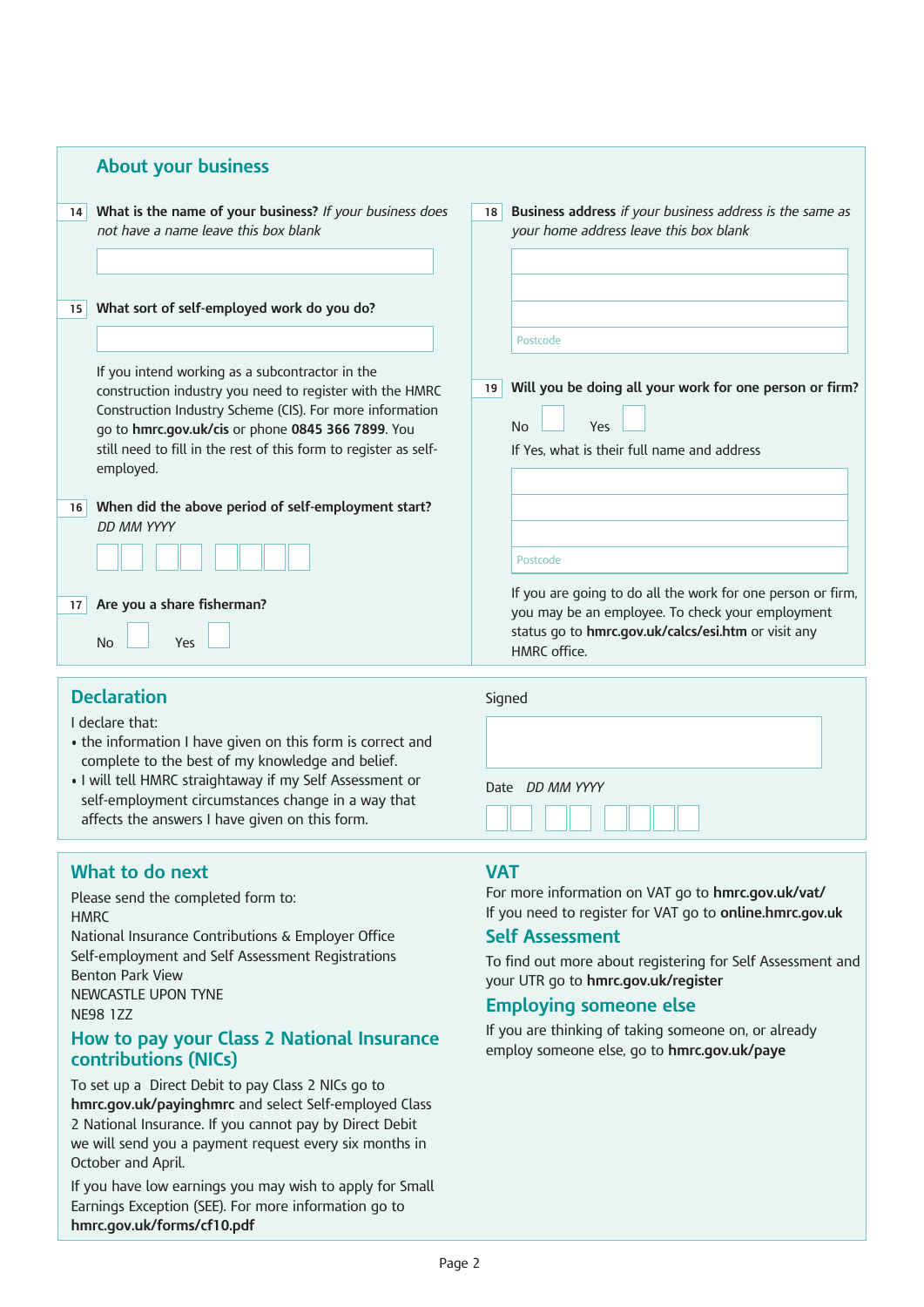## About your business

**14** **What is the name of your business?** *If your business does not have a name leave this box blank*

**15** **What sort of self-employed work do you do?**

If you intend working as a subcontractor in the construction industry you need to register with the HMRC Construction Industry Scheme (CIS). For more information go to **hmrc.gov.uk/cis** or phone **0845 366 7899**. You still need to fill in the rest of this form to register as self-employed.

**16** **When did the above period of self-employment start?** *DD MM YYYY*

**17** **Are you a share fisherman?**

No ☐ Yes ☐

**18** **Business address** *if your business address is the same as your home address leave this box blank*

Postcode

**19** **Will you be doing all your work for one person or firm?**

No ☐ Yes ☐

If Yes, what is their full name and address

Postcode

If you are going to do all the work for one person or firm, you may be an employee. To check your employment status go to **hmrc.gov.uk/calcs/esi.htm** or visit any HMRC office.

## Declaration

I declare that:

- the information I have given on this form is correct and complete to the best of my knowledge and belief.
- I will tell HMRC straightaway if my Self Assessment or self-employment circumstances change in a way that affects the answers I have given on this form.

Signed

Date *DD MM YYYY*

## What to do next

Please send the completed form to:
HMRC
National Insurance Contributions & Employer Office
Self-employment and Self Assessment Registrations
Benton Park View
NEWCASTLE UPON TYNE
NE98 1ZZ

## How to pay your Class 2 National Insurance contributions (NICs)

To set up a Direct Debit to pay Class 2 NICs go to **hmrc.gov.uk/payinghmrc** and select Self-employed Class 2 National Insurance. If you cannot pay by Direct Debit we will send you a payment request every six months in October and April.

If you have low earnings you may wish to apply for Small Earnings Exception (SEE). For more information go to **hmrc.gov.uk/forms/cf10.pdf**

## VAT

For more information on VAT go to **hmrc.gov.uk/vat/**
If you need to register for VAT go to **online.hmrc.gov.uk**

## Self Assessment

To find out more about registering for Self Assessment and your UTR go to **hmrc.gov.uk/register**

## Employing someone else

If you are thinking of taking someone on, or already employ someone else, go to **hmrc.gov.uk/paye**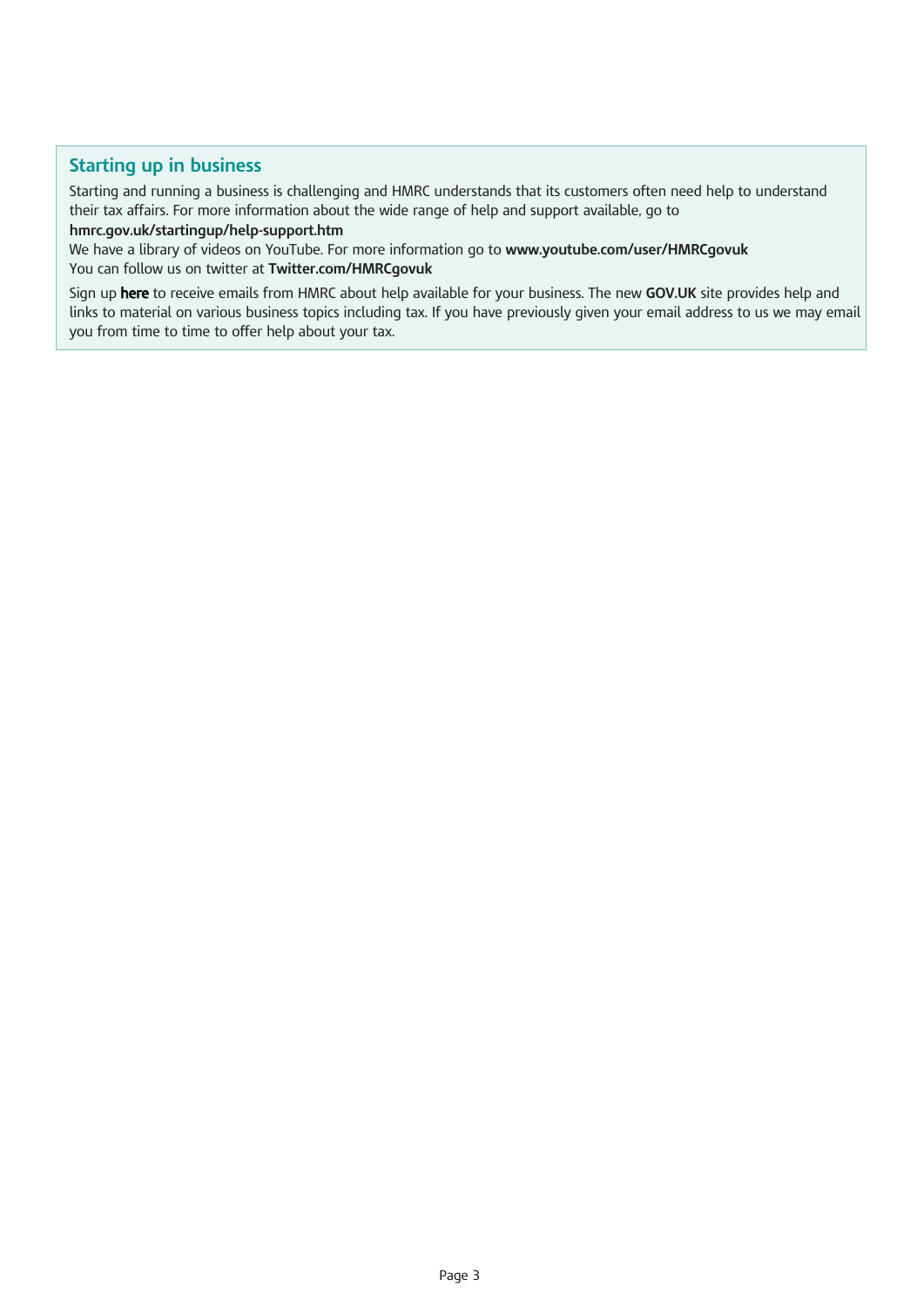## Starting up in business

Starting and running a business is challenging and HMRC understands that its customers often need help to understand their tax affairs. For more information about the wide range of help and support available, go to **hmrc.gov.uk/startingup/help-support.htm**

We have a library of videos on YouTube. For more information go to **www.youtube.com/user/HMRCgovuk**

You can follow us on twitter at **Twitter.com/HMRCgovuk**

Sign up **here** to receive emails from HMRC about help available for your business. The new **GOV.UK** site provides help and links to material on various business topics including tax. If you have previously given your email address to us we may email you from time to time to offer help about your tax.